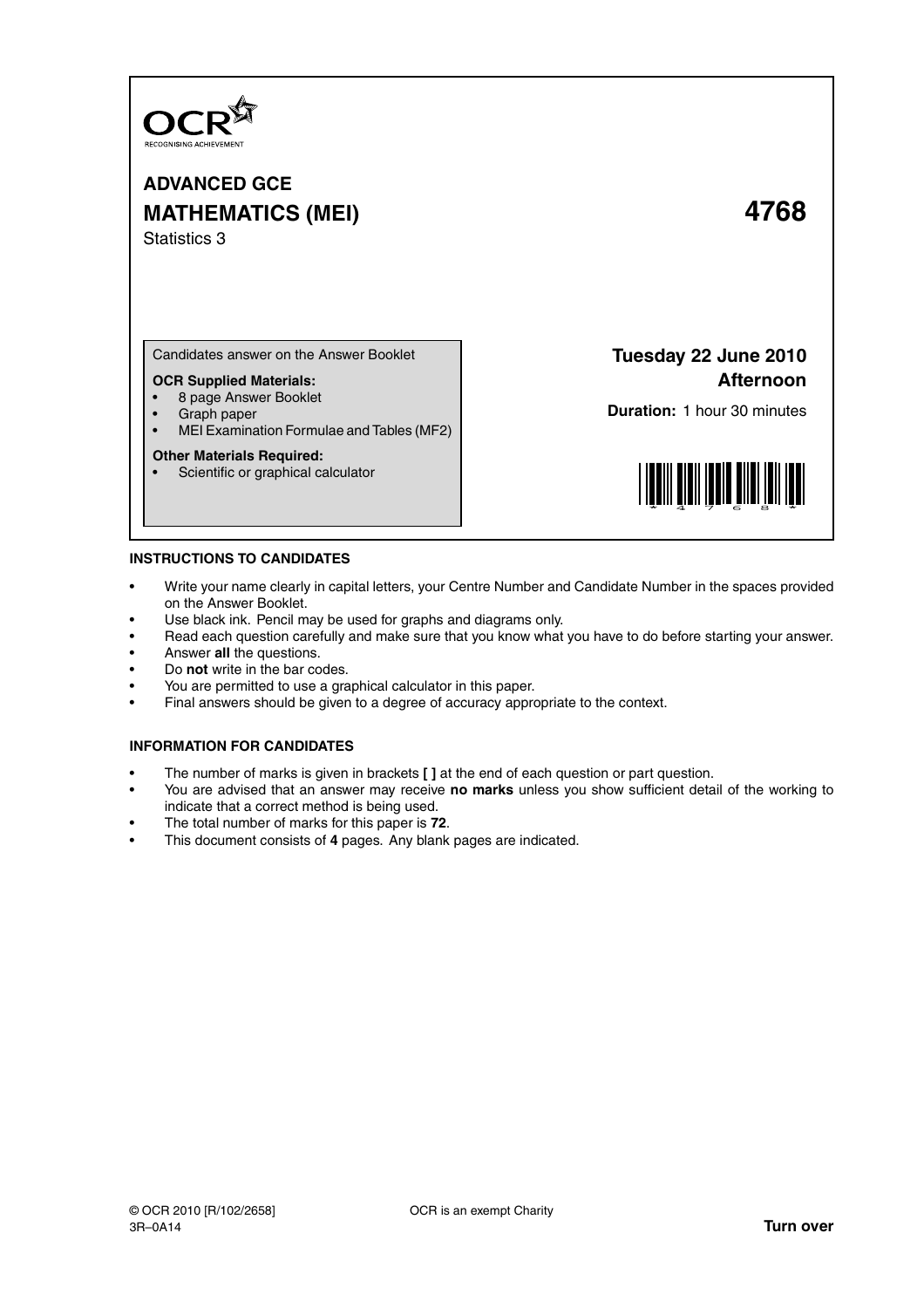OCR
RECOGNISING ACHIEVEMENT

**ADVANCED GCE**

**MATHEMATICS (MEI)** **4768**

Statistics 3

Candidates answer on the Answer Booklet

**OCR Supplied Materials:**
- 8 page Answer Booklet
- Graph paper
- MEI Examination Formulae and Tables (MF2)

**Other Materials Required:**
- Scientific or graphical calculator

**Tuesday 22 June 2010**
**Afternoon**

**Duration:** 1 hour 30 minutes

**INSTRUCTIONS TO CANDIDATES**

- Write your name clearly in capital letters, your Centre Number and Candidate Number in the spaces provided on the Answer Booklet.
- Use black ink. Pencil may be used for graphs and diagrams only.
- Read each question carefully and make sure that you know what you have to do before starting your answer.
- Answer **all** the questions.
- Do **not** write in the bar codes.
- You are permitted to use a graphical calculator in this paper.
- Final answers should be given to a degree of accuracy appropriate to the context.

**INFORMATION FOR CANDIDATES**

- The number of marks is given in brackets [ ] at the end of each question or part question.
- You are advised that an answer may receive **no marks** unless you show sufficient detail of the working to indicate that a correct method is being used.
- The total number of marks for this paper is **72**.
- This document consists of **4** pages. Any blank pages are indicated.

© OCR 2010 [R/102/2658]
3R–0A14

OCR is an exempt Charity

**Turn over**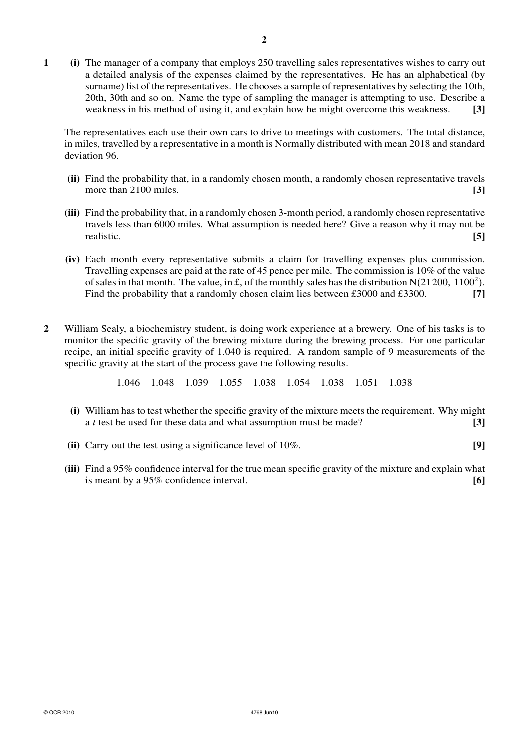**1** **(i)** The manager of a company that employs 250 travelling sales representatives wishes to carry out a detailed analysis of the expenses claimed by the representatives. He has an alphabetical (by surname) list of the representatives. He chooses a sample of representatives by selecting the 10th, 20th, 30th and so on. Name the type of sampling the manager is attempting to use. Describe a weakness in his method of using it, and explain how he might overcome this weakness. **[3]**

The representatives each use their own cars to drive to meetings with customers. The total distance, in miles, travelled by a representative in a month is Normally distributed with mean 2018 and standard deviation 96.

**(ii)** Find the probability that, in a randomly chosen month, a randomly chosen representative travels more than 2100 miles. **[3]**

**(iii)** Find the probability that, in a randomly chosen 3-month period, a randomly chosen representative travels less than 6000 miles. What assumption is needed here? Give a reason why it may not be realistic. **[5]**

**(iv)** Each month every representative submits a claim for travelling expenses plus commission. Travelling expenses are paid at the rate of 45 pence per mile. The commission is 10% of the value of sales in that month. The value, in £, of the monthly sales has the distribution $N(21200, 1100^2)$. Find the probability that a randomly chosen claim lies between £3000 and £3300. **[7]**

**2** William Sealy, a biochemistry student, is doing work experience at a brewery. One of his tasks is to monitor the specific gravity of the brewing mixture during the brewing process. For one particular recipe, an initial specific gravity of 1.040 is required. A random sample of 9 measurements of the specific gravity at the start of the process gave the following results.

1.046 1.048 1.039 1.055 1.038 1.054 1.038 1.051 1.038

**(i)** William has to test whether the specific gravity of the mixture meets the requirement. Why might a *t* test be used for these data and what assumption must be made? **[3]**

**(ii)** Carry out the test using a significance level of 10%. **[9]**

**(iii)** Find a 95% confidence interval for the true mean specific gravity of the mixture and explain what is meant by a 95% confidence interval. **[6]**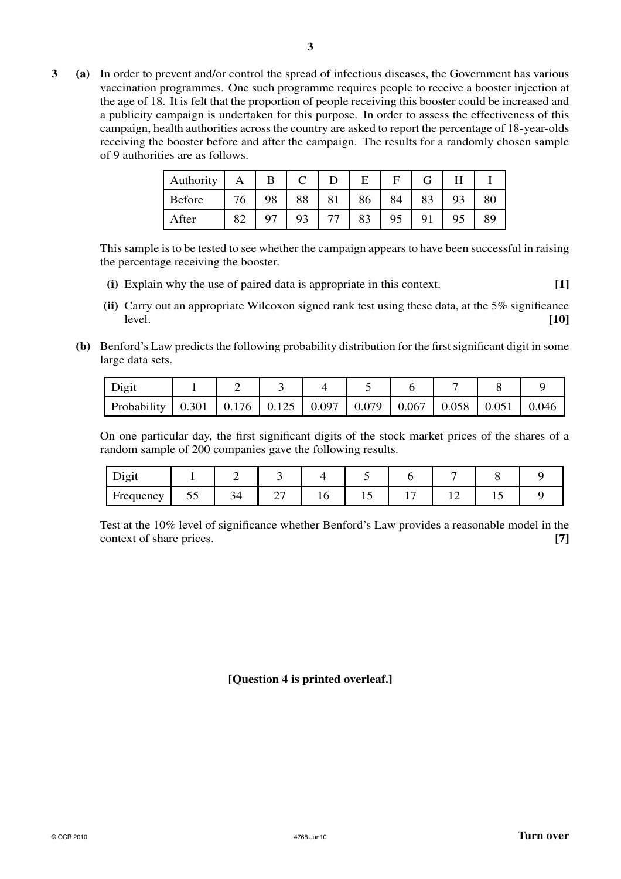**3** **(a)** In order to prevent and/or control the spread of infectious diseases, the Government has various vaccination programmes. One such programme requires people to receive a booster injection at the age of 18. It is felt that the proportion of people receiving this booster could be increased and a publicity campaign is undertaken for this purpose. In order to assess the effectiveness of this campaign, health authorities across the country are asked to report the percentage of 18-year-olds receiving the booster before and after the campaign. The results for a randomly chosen sample of 9 authorities are as follows.

| Authority | A | B | C | D | E | F | G | H | I |
|---|---|---|---|---|---|---|---|---|---|
| Before | 76 | 98 | 88 | 81 | 86 | 84 | 83 | 93 | 80 |
| After | 82 | 97 | 93 | 77 | 83 | 95 | 91 | 95 | 89 |

This sample is to be tested to see whether the campaign appears to have been successful in raising the percentage receiving the booster.

**(i)** Explain why the use of paired data is appropriate in this context. **[1]**

**(ii)** Carry out an appropriate Wilcoxon signed rank test using these data, at the 5% significance level. **[10]**

**(b)** Benford's Law predicts the following probability distribution for the first significant digit in some large data sets.

| Digit | 1 | 2 | 3 | 4 | 5 | 6 | 7 | 8 | 9 |
|---|---|---|---|---|---|---|---|---|---|
| Probability | 0.301 | 0.176 | 0.125 | 0.097 | 0.079 | 0.067 | 0.058 | 0.051 | 0.046 |

On one particular day, the first significant digits of the stock market prices of the shares of a random sample of 200 companies gave the following results.

| Digit | 1 | 2 | 3 | 4 | 5 | 6 | 7 | 8 | 9 |
|---|---|---|---|---|---|---|---|---|---|
| Frequency | 55 | 34 | 27 | 16 | 15 | 17 | 12 | 15 | 9 |

Test at the 10% level of significance whether Benford's Law provides a reasonable model in the context of share prices. **[7]**

**[Question 4 is printed overleaf.]**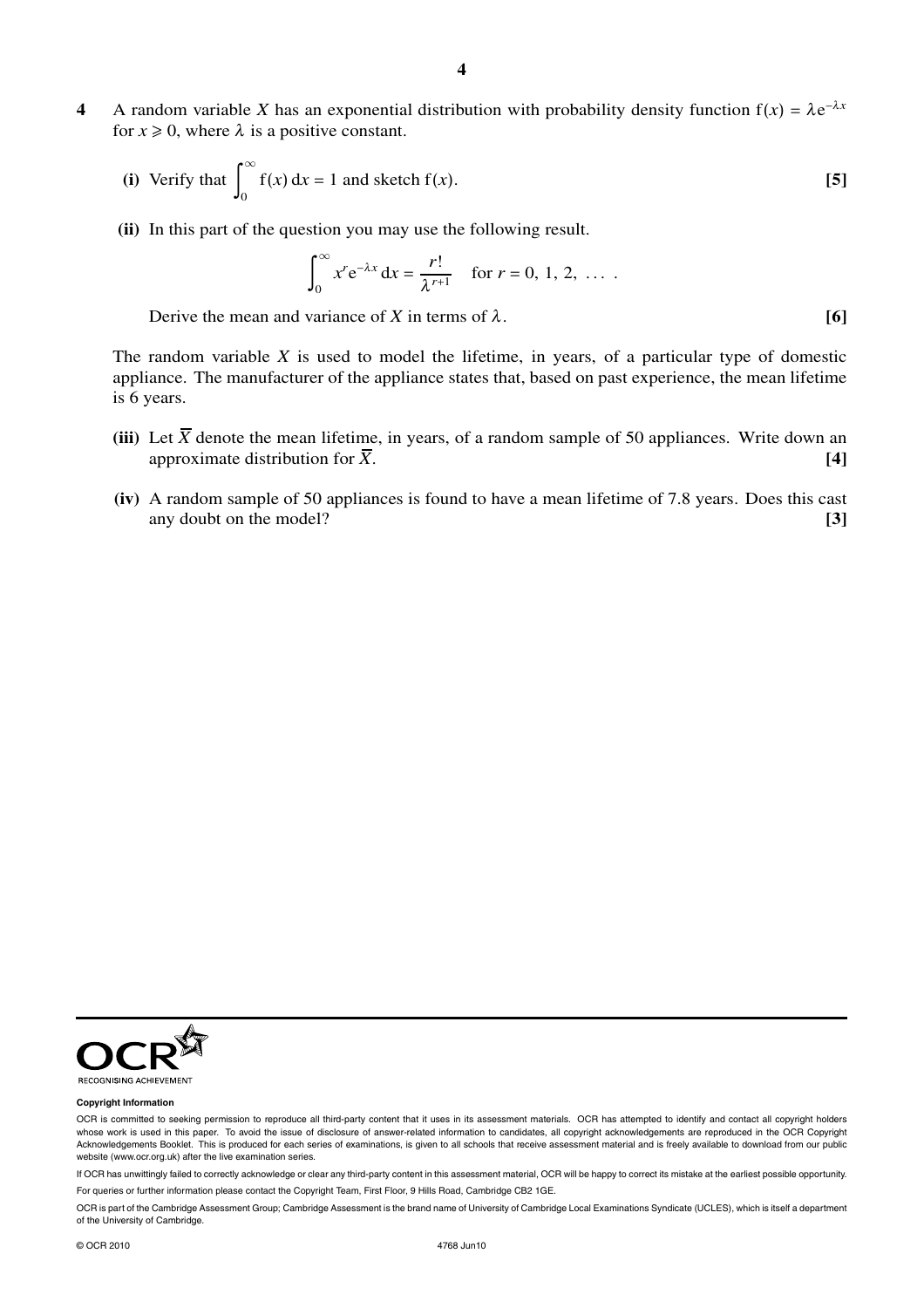**4** A random variable $X$ has an exponential distribution with probability density function $f(x) = \lambda e^{-\lambda x}$ for $x \geqslant 0$, where $\lambda$ is a positive constant.

**(i)** Verify that $\int_0^\infty f(x)\,dx = 1$ and sketch $f(x)$. **[5]**

**(ii)** In this part of the question you may use the following result.

$$\int_0^\infty x^r e^{-\lambda x}\,dx = \frac{r!}{\lambda^{r+1}} \quad \text{for } r = 0, 1, 2, \ \ldots\ .$$

Derive the mean and variance of $X$ in terms of $\lambda$. **[6]**

The random variable $X$ is used to model the lifetime, in years, of a particular type of domestic appliance. The manufacturer of the appliance states that, based on past experience, the mean lifetime is 6 years.

**(iii)** Let $\overline{X}$ denote the mean lifetime, in years, of a random sample of 50 appliances. Write down an approximate distribution for $\overline{X}$. **[4]**

**(iv)** A random sample of 50 appliances is found to have a mean lifetime of 7.8 years. Does this cast any doubt on the model? **[3]**

**Copyright Information**

OCR is committed to seeking permission to reproduce all third-party content that it uses in its assessment materials. OCR has attempted to identify and contact all copyright holders whose work is used in this paper. To avoid the issue of disclosure of answer-related information to candidates, all copyright acknowledgements are reproduced in the OCR Copyright Acknowledgements Booklet. This is produced for each series of examinations, is given to all schools that receive assessment material and is freely available to download from our public website (www.ocr.org.uk) after the live examination series.

If OCR has unwittingly failed to correctly acknowledge or clear any third-party content in this assessment material, OCR will be happy to correct its mistake at the earliest possible opportunity.

For queries or further information please contact the Copyright Team, First Floor, 9 Hills Road, Cambridge CB2 1GE.

OCR is part of the Cambridge Assessment Group; Cambridge Assessment is the brand name of University of Cambridge Local Examinations Syndicate (UCLES), which is itself a department of the University of Cambridge.

© OCR 2010 4768 Jun10